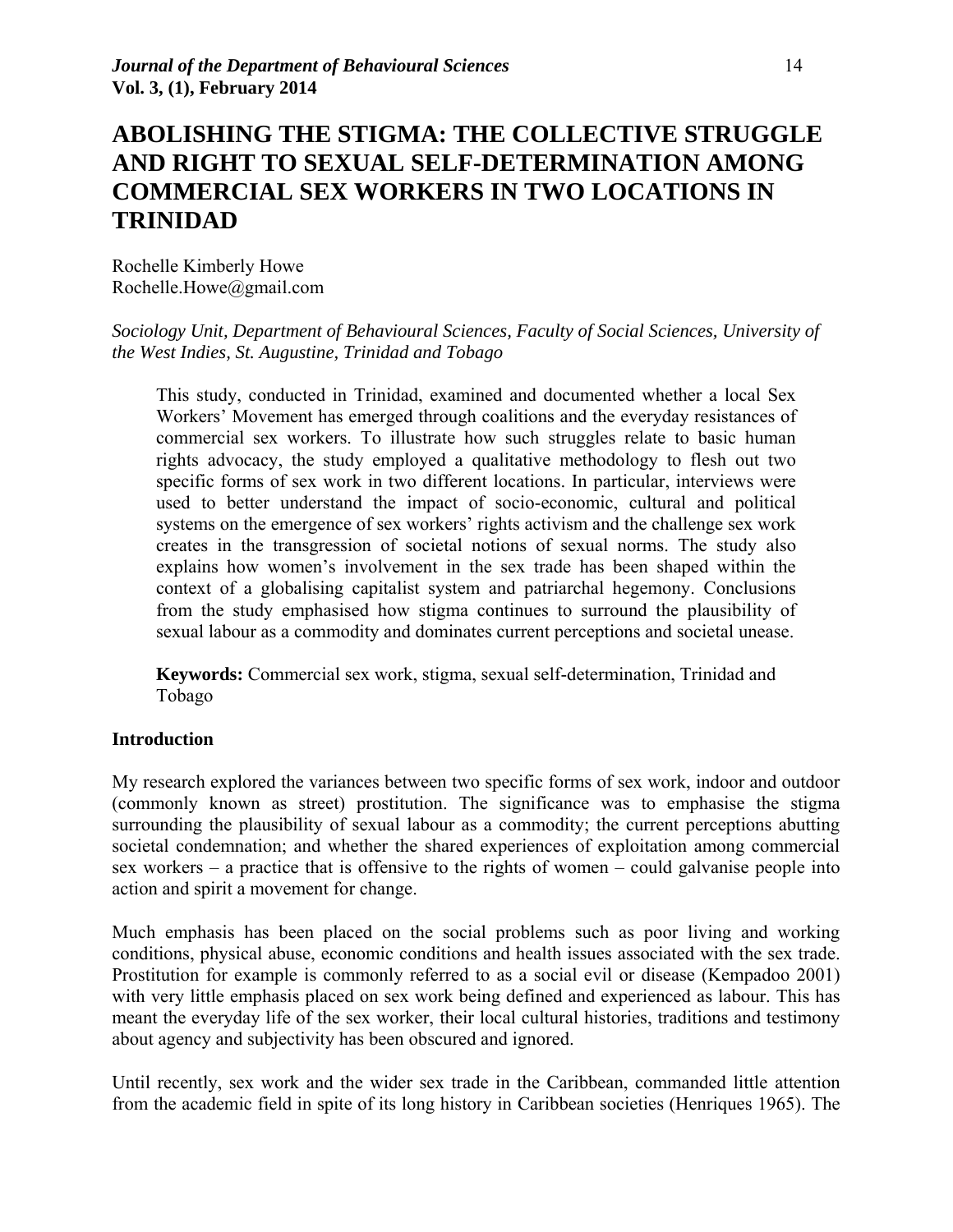# ABOLISHING THE STIGMA: THE COLLECTIVE STRUGGLE AND RIGHT TO SEXUAL SELF-DETERMINATION AMONG COMMERCIAL SEX WORKERS IN TWO LOCATIONS IN TRINIDAD

Rochelle Kimberly Howe
Rochelle.Howe@gmail.com

*Sociology Unit, Department of Behavioural Sciences, Faculty of Social Sciences, University of the West Indies, St. Augustine, Trinidad and Tobago*

This study, conducted in Trinidad, examined and documented whether a local Sex Workers' Movement has emerged through coalitions and the everyday resistances of commercial sex workers. To illustrate how such struggles relate to basic human rights advocacy, the study employed a qualitative methodology to flesh out two specific forms of sex work in two different locations. In particular, interviews were used to better understand the impact of socio-economic, cultural and political systems on the emergence of sex workers' rights activism and the challenge sex work creates in the transgression of societal notions of sexual norms. The study also explains how women's involvement in the sex trade has been shaped within the context of a globalising capitalist system and patriarchal hegemony. Conclusions from the study emphasised how stigma continues to surround the plausibility of sexual labour as a commodity and dominates current perceptions and societal unease.

**Keywords:** Commercial sex work, stigma, sexual self-determination, Trinidad and Tobago

## Introduction

My research explored the variances between two specific forms of sex work, indoor and outdoor (commonly known as street) prostitution. The significance was to emphasise the stigma surrounding the plausibility of sexual labour as a commodity; the current perceptions abutting societal condemnation; and whether the shared experiences of exploitation among commercial sex workers – a practice that is offensive to the rights of women – could galvanise people into action and spirit a movement for change.

Much emphasis has been placed on the social problems such as poor living and working conditions, physical abuse, economic conditions and health issues associated with the sex trade. Prostitution for example is commonly referred to as a social evil or disease (Kempadoo 2001) with very little emphasis placed on sex work being defined and experienced as labour. This has meant the everyday life of the sex worker, their local cultural histories, traditions and testimony about agency and subjectivity has been obscured and ignored.

Until recently, sex work and the wider sex trade in the Caribbean, commanded little attention from the academic field in spite of its long history in Caribbean societies (Henriques 1965). The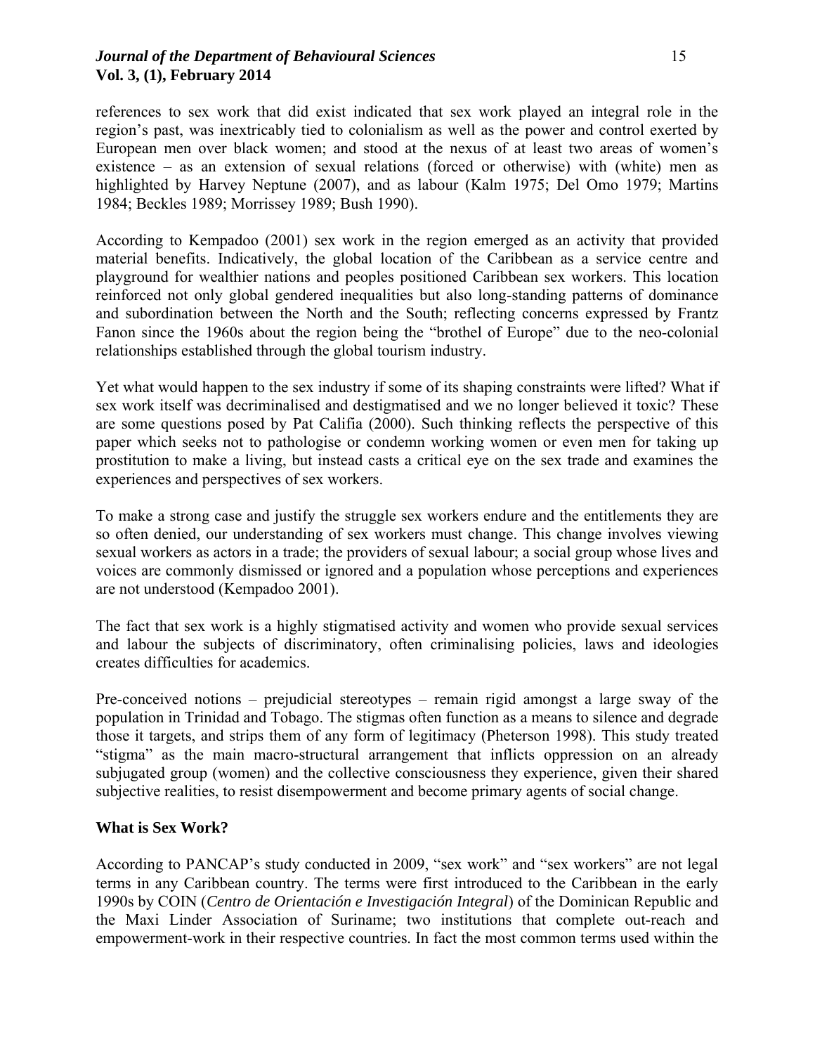references to sex work that did exist indicated that sex work played an integral role in the region's past, was inextricably tied to colonialism as well as the power and control exerted by European men over black women; and stood at the nexus of at least two areas of women's existence – as an extension of sexual relations (forced or otherwise) with (white) men as highlighted by Harvey Neptune (2007), and as labour (Kalm 1975; Del Omo 1979; Martins 1984; Beckles 1989; Morrissey 1989; Bush 1990).

According to Kempadoo (2001) sex work in the region emerged as an activity that provided material benefits. Indicatively, the global location of the Caribbean as a service centre and playground for wealthier nations and peoples positioned Caribbean sex workers. This location reinforced not only global gendered inequalities but also long-standing patterns of dominance and subordination between the North and the South; reflecting concerns expressed by Frantz Fanon since the 1960s about the region being the "brothel of Europe" due to the neo-colonial relationships established through the global tourism industry.

Yet what would happen to the sex industry if some of its shaping constraints were lifted? What if sex work itself was decriminalised and destigmatised and we no longer believed it toxic? These are some questions posed by Pat Califia (2000). Such thinking reflects the perspective of this paper which seeks not to pathologise or condemn working women or even men for taking up prostitution to make a living, but instead casts a critical eye on the sex trade and examines the experiences and perspectives of sex workers.

To make a strong case and justify the struggle sex workers endure and the entitlements they are so often denied, our understanding of sex workers must change. This change involves viewing sexual workers as actors in a trade; the providers of sexual labour; a social group whose lives and voices are commonly dismissed or ignored and a population whose perceptions and experiences are not understood (Kempadoo 2001).

The fact that sex work is a highly stigmatised activity and women who provide sexual services and labour the subjects of discriminatory, often criminalising policies, laws and ideologies creates difficulties for academics.

Pre-conceived notions – prejudicial stereotypes – remain rigid amongst a large sway of the population in Trinidad and Tobago. The stigmas often function as a means to silence and degrade those it targets, and strips them of any form of legitimacy (Pheterson 1998). This study treated "stigma" as the main macro-structural arrangement that inflicts oppression on an already subjugated group (women) and the collective consciousness they experience, given their shared subjective realities, to resist disempowerment and become primary agents of social change.

## What is Sex Work?

According to PANCAP's study conducted in 2009, "sex work" and "sex workers" are not legal terms in any Caribbean country. The terms were first introduced to the Caribbean in the early 1990s by COIN (*Centro de Orientación e Investigación Integral*) of the Dominican Republic and the Maxi Linder Association of Suriname; two institutions that complete out-reach and empowerment-work in their respective countries. In fact the most common terms used within the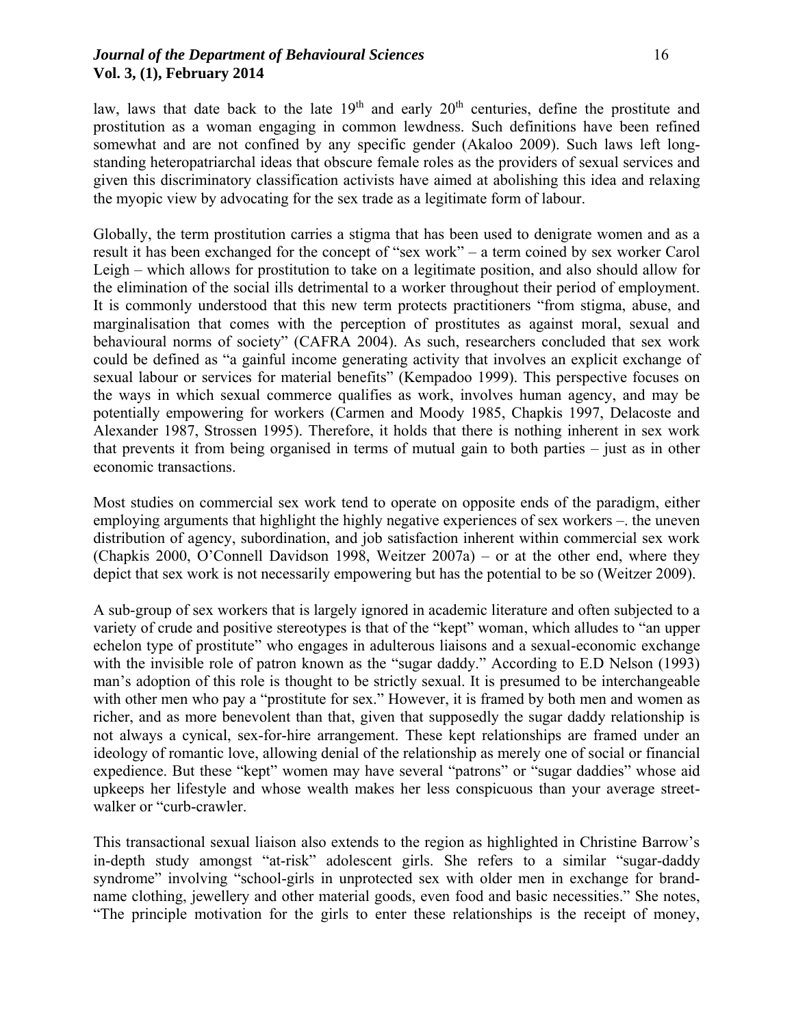law, laws that date back to the late 19th and early 20th centuries, define the prostitute and prostitution as a woman engaging in common lewdness. Such definitions have been refined somewhat and are not confined by any specific gender (Akaloo 2009). Such laws left long-standing heteropatriarchal ideas that obscure female roles as the providers of sexual services and given this discriminatory classification activists have aimed at abolishing this idea and relaxing the myopic view by advocating for the sex trade as a legitimate form of labour.

Globally, the term prostitution carries a stigma that has been used to denigrate women and as a result it has been exchanged for the concept of "sex work" – a term coined by sex worker Carol Leigh – which allows for prostitution to take on a legitimate position, and also should allow for the elimination of the social ills detrimental to a worker throughout their period of employment. It is commonly understood that this new term protects practitioners "from stigma, abuse, and marginalisation that comes with the perception of prostitutes as against moral, sexual and behavioural norms of society" (CAFRA 2004). As such, researchers concluded that sex work could be defined as "a gainful income generating activity that involves an explicit exchange of sexual labour or services for material benefits" (Kempadoo 1999). This perspective focuses on the ways in which sexual commerce qualifies as work, involves human agency, and may be potentially empowering for workers (Carmen and Moody 1985, Chapkis 1997, Delacoste and Alexander 1987, Strossen 1995). Therefore, it holds that there is nothing inherent in sex work that prevents it from being organised in terms of mutual gain to both parties – just as in other economic transactions.

Most studies on commercial sex work tend to operate on opposite ends of the paradigm, either employing arguments that highlight the highly negative experiences of sex workers –. the uneven distribution of agency, subordination, and job satisfaction inherent within commercial sex work (Chapkis 2000, O'Connell Davidson 1998, Weitzer 2007a) – or at the other end, where they depict that sex work is not necessarily empowering but has the potential to be so (Weitzer 2009).

A sub-group of sex workers that is largely ignored in academic literature and often subjected to a variety of crude and positive stereotypes is that of the "kept" woman, which alludes to "an upper echelon type of prostitute" who engages in adulterous liaisons and a sexual-economic exchange with the invisible role of patron known as the "sugar daddy." According to E.D Nelson (1993) man's adoption of this role is thought to be strictly sexual. It is presumed to be interchangeable with other men who pay a "prostitute for sex." However, it is framed by both men and women as richer, and as more benevolent than that, given that supposedly the sugar daddy relationship is not always a cynical, sex-for-hire arrangement. These kept relationships are framed under an ideology of romantic love, allowing denial of the relationship as merely one of social or financial expedience. But these "kept" women may have several "patrons" or "sugar daddies" whose aid upkeeps her lifestyle and whose wealth makes her less conspicuous than your average street-walker or "curb-crawler.

This transactional sexual liaison also extends to the region as highlighted in Christine Barrow's in-depth study amongst "at-risk" adolescent girls. She refers to a similar "sugar-daddy syndrome" involving "school-girls in unprotected sex with older men in exchange for brand-name clothing, jewellery and other material goods, even food and basic necessities." She notes, "The principle motivation for the girls to enter these relationships is the receipt of money,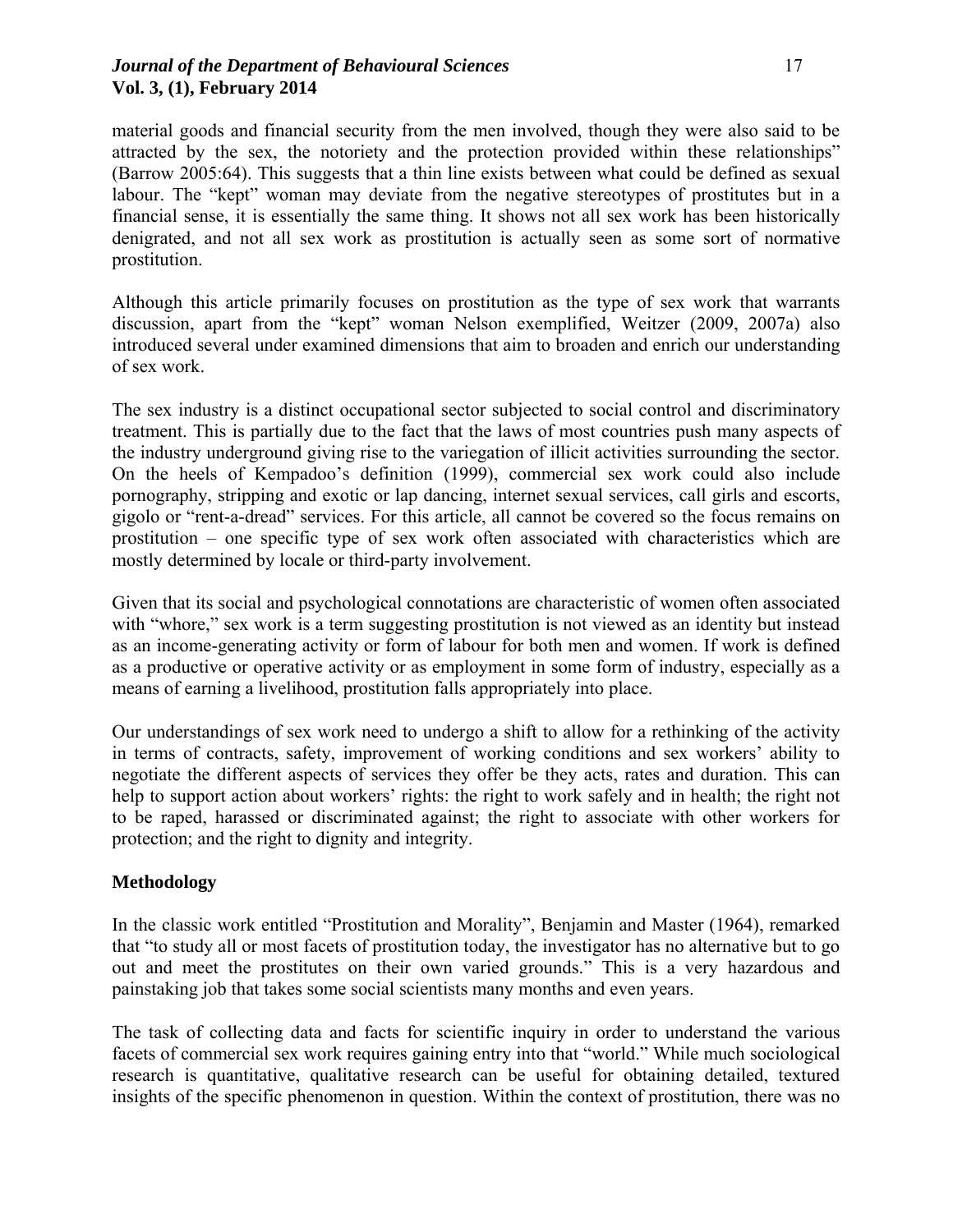material goods and financial security from the men involved, though they were also said to be attracted by the sex, the notoriety and the protection provided within these relationships" (Barrow 2005:64). This suggests that a thin line exists between what could be defined as sexual labour. The "kept" woman may deviate from the negative stereotypes of prostitutes but in a financial sense, it is essentially the same thing. It shows not all sex work has been historically denigrated, and not all sex work as prostitution is actually seen as some sort of normative prostitution.

Although this article primarily focuses on prostitution as the type of sex work that warrants discussion, apart from the "kept" woman Nelson exemplified, Weitzer (2009, 2007a) also introduced several under examined dimensions that aim to broaden and enrich our understanding of sex work.

The sex industry is a distinct occupational sector subjected to social control and discriminatory treatment. This is partially due to the fact that the laws of most countries push many aspects of the industry underground giving rise to the variegation of illicit activities surrounding the sector. On the heels of Kempadoo's definition (1999), commercial sex work could also include pornography, stripping and exotic or lap dancing, internet sexual services, call girls and escorts, gigolo or "rent-a-dread" services. For this article, all cannot be covered so the focus remains on prostitution – one specific type of sex work often associated with characteristics which are mostly determined by locale or third-party involvement.

Given that its social and psychological connotations are characteristic of women often associated with "whore," sex work is a term suggesting prostitution is not viewed as an identity but instead as an income-generating activity or form of labour for both men and women. If work is defined as a productive or operative activity or as employment in some form of industry, especially as a means of earning a livelihood, prostitution falls appropriately into place.

Our understandings of sex work need to undergo a shift to allow for a rethinking of the activity in terms of contracts, safety, improvement of working conditions and sex workers' ability to negotiate the different aspects of services they offer be they acts, rates and duration. This can help to support action about workers' rights: the right to work safely and in health; the right not to be raped, harassed or discriminated against; the right to associate with other workers for protection; and the right to dignity and integrity.

## Methodology

In the classic work entitled "Prostitution and Morality", Benjamin and Master (1964), remarked that "to study all or most facets of prostitution today, the investigator has no alternative but to go out and meet the prostitutes on their own varied grounds." This is a very hazardous and painstaking job that takes some social scientists many months and even years.

The task of collecting data and facts for scientific inquiry in order to understand the various facets of commercial sex work requires gaining entry into that "world." While much sociological research is quantitative, qualitative research can be useful for obtaining detailed, textured insights of the specific phenomenon in question. Within the context of prostitution, there was no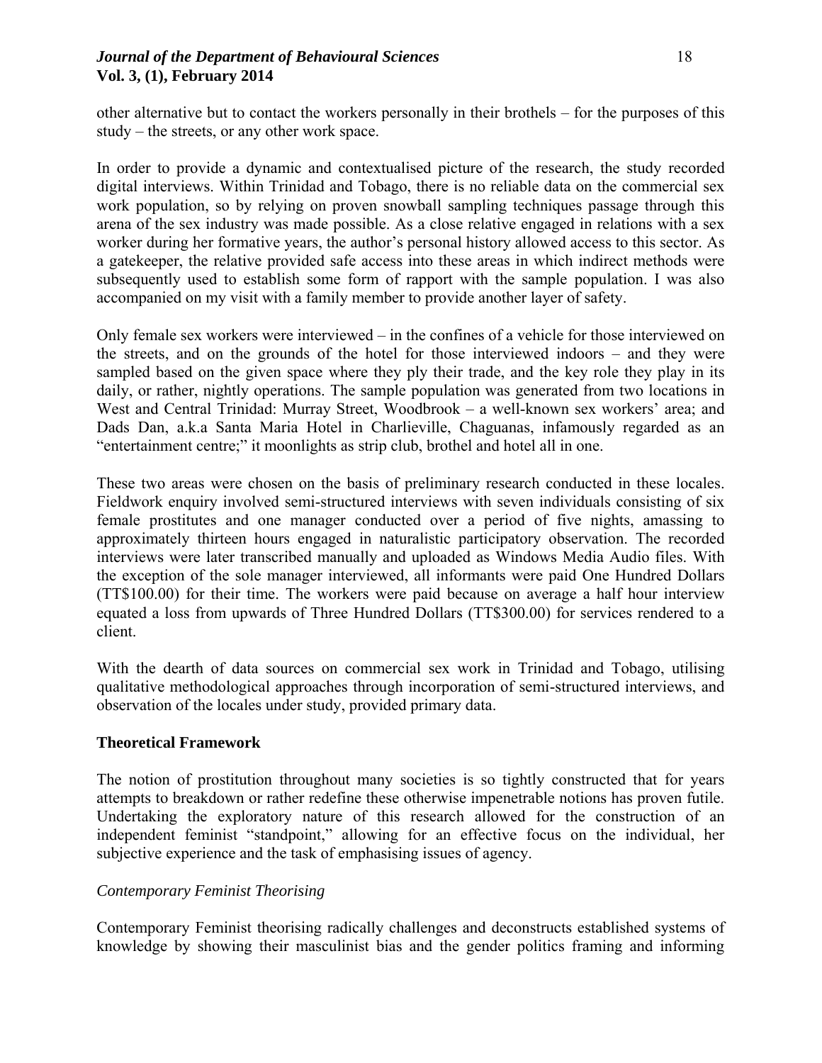other alternative but to contact the workers personally in their brothels – for the purposes of this study – the streets, or any other work space.

In order to provide a dynamic and contextualised picture of the research, the study recorded digital interviews. Within Trinidad and Tobago, there is no reliable data on the commercial sex work population, so by relying on proven snowball sampling techniques passage through this arena of the sex industry was made possible. As a close relative engaged in relations with a sex worker during her formative years, the author's personal history allowed access to this sector. As a gatekeeper, the relative provided safe access into these areas in which indirect methods were subsequently used to establish some form of rapport with the sample population. I was also accompanied on my visit with a family member to provide another layer of safety.

Only female sex workers were interviewed – in the confines of a vehicle for those interviewed on the streets, and on the grounds of the hotel for those interviewed indoors – and they were sampled based on the given space where they ply their trade, and the key role they play in its daily, or rather, nightly operations. The sample population was generated from two locations in West and Central Trinidad: Murray Street, Woodbrook – a well-known sex workers' area; and Dads Dan, a.k.a Santa Maria Hotel in Charlieville, Chaguanas, infamously regarded as an "entertainment centre;" it moonlights as strip club, brothel and hotel all in one.

These two areas were chosen on the basis of preliminary research conducted in these locales. Fieldwork enquiry involved semi-structured interviews with seven individuals consisting of six female prostitutes and one manager conducted over a period of five nights, amassing to approximately thirteen hours engaged in naturalistic participatory observation. The recorded interviews were later transcribed manually and uploaded as Windows Media Audio files. With the exception of the sole manager interviewed, all informants were paid One Hundred Dollars (TT$100.00) for their time. The workers were paid because on average a half hour interview equated a loss from upwards of Three Hundred Dollars (TT$300.00) for services rendered to a client.

With the dearth of data sources on commercial sex work in Trinidad and Tobago, utilising qualitative methodological approaches through incorporation of semi-structured interviews, and observation of the locales under study, provided primary data.

## Theoretical Framework

The notion of prostitution throughout many societies is so tightly constructed that for years attempts to breakdown or rather redefine these otherwise impenetrable notions has proven futile. Undertaking the exploratory nature of this research allowed for the construction of an independent feminist "standpoint," allowing for an effective focus on the individual, her subjective experience and the task of emphasising issues of agency.

### *Contemporary Feminist Theorising*

Contemporary Feminist theorising radically challenges and deconstructs established systems of knowledge by showing their masculinist bias and the gender politics framing and informing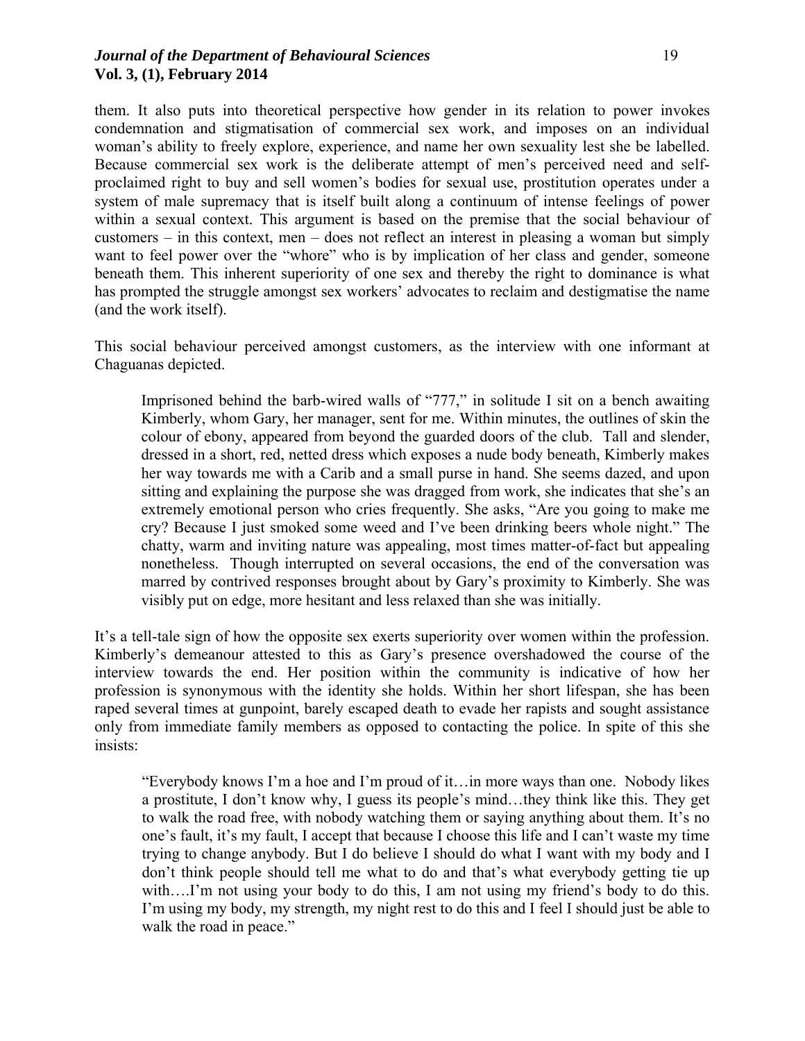them. It also puts into theoretical perspective how gender in its relation to power invokes condemnation and stigmatisation of commercial sex work, and imposes on an individual woman's ability to freely explore, experience, and name her own sexuality lest she be labelled. Because commercial sex work is the deliberate attempt of men's perceived need and self-proclaimed right to buy and sell women's bodies for sexual use, prostitution operates under a system of male supremacy that is itself built along a continuum of intense feelings of power within a sexual context. This argument is based on the premise that the social behaviour of customers – in this context, men – does not reflect an interest in pleasing a woman but simply want to feel power over the "whore" who is by implication of her class and gender, someone beneath them. This inherent superiority of one sex and thereby the right to dominance is what has prompted the struggle amongst sex workers' advocates to reclaim and destigmatise the name (and the work itself).

This social behaviour perceived amongst customers, as the interview with one informant at Chaguanas depicted.

> Imprisoned behind the barb-wired walls of "777," in solitude I sit on a bench awaiting Kimberly, whom Gary, her manager, sent for me. Within minutes, the outlines of skin the colour of ebony, appeared from beyond the guarded doors of the club. Tall and slender, dressed in a short, red, netted dress which exposes a nude body beneath, Kimberly makes her way towards me with a Carib and a small purse in hand. She seems dazed, and upon sitting and explaining the purpose she was dragged from work, she indicates that she's an extremely emotional person who cries frequently. She asks, "Are you going to make me cry? Because I just smoked some weed and I've been drinking beers whole night." The chatty, warm and inviting nature was appealing, most times matter-of-fact but appealing nonetheless. Though interrupted on several occasions, the end of the conversation was marred by contrived responses brought about by Gary's proximity to Kimberly. She was visibly put on edge, more hesitant and less relaxed than she was initially.

It's a tell-tale sign of how the opposite sex exerts superiority over women within the profession. Kimberly's demeanour attested to this as Gary's presence overshadowed the course of the interview towards the end. Her position within the community is indicative of how her profession is synonymous with the identity she holds. Within her short lifespan, she has been raped several times at gunpoint, barely escaped death to evade her rapists and sought assistance only from immediate family members as opposed to contacting the police. In spite of this she insists:

> "Everybody knows I'm a hoe and I'm proud of it…in more ways than one. Nobody likes a prostitute, I don't know why, I guess its people's mind…they think like this. They get to walk the road free, with nobody watching them or saying anything about them. It's no one's fault, it's my fault, I accept that because I choose this life and I can't waste my time trying to change anybody. But I do believe I should do what I want with my body and I don't think people should tell me what to do and that's what everybody getting tie up with….I'm not using your body to do this, I am not using my friend's body to do this. I'm using my body, my strength, my night rest to do this and I feel I should just be able to walk the road in peace."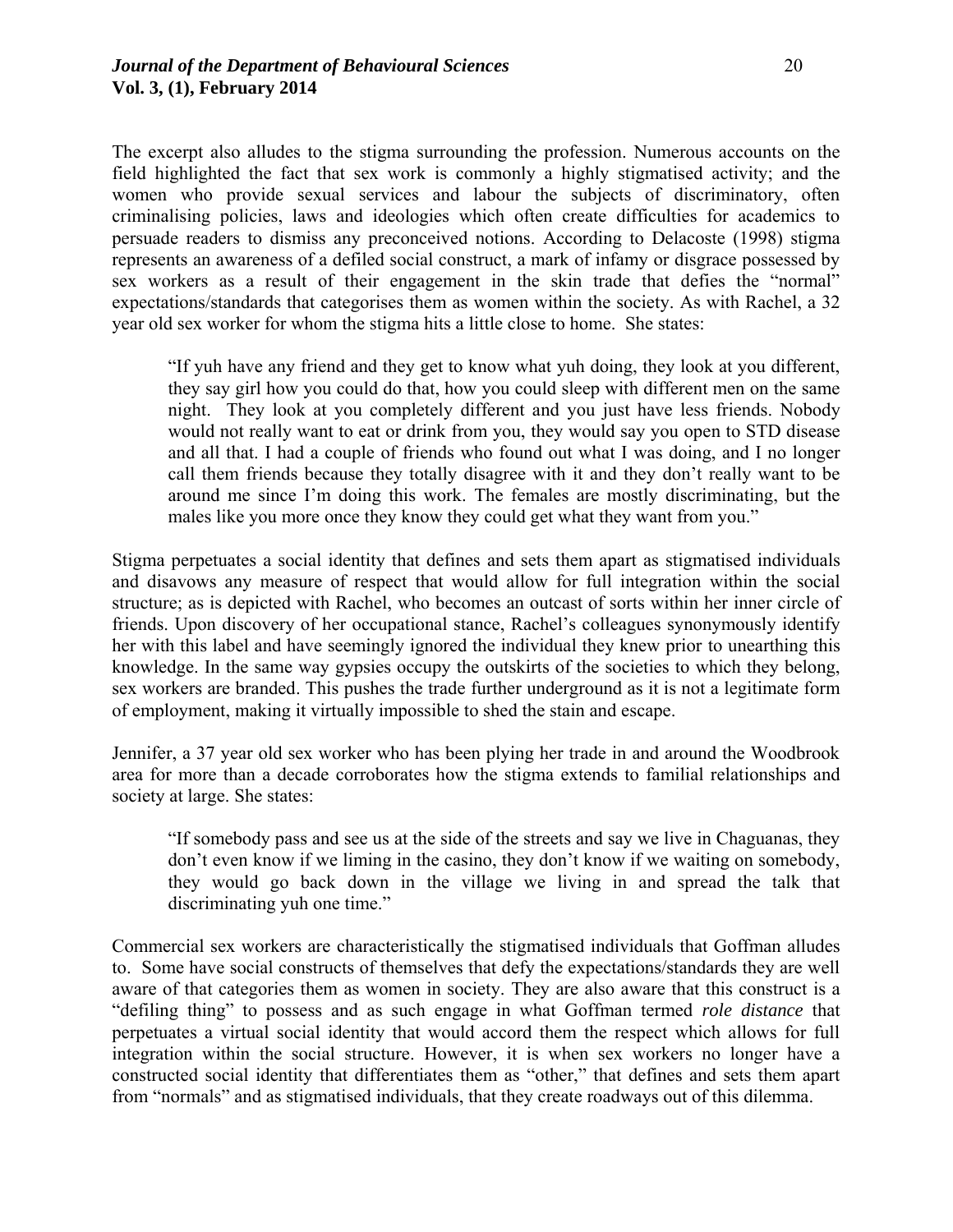The excerpt also alludes to the stigma surrounding the profession. Numerous accounts on the field highlighted the fact that sex work is commonly a highly stigmatised activity; and the women who provide sexual services and labour the subjects of discriminatory, often criminalising policies, laws and ideologies which often create difficulties for academics to persuade readers to dismiss any preconceived notions. According to Delacoste (1998) stigma represents an awareness of a defiled social construct, a mark of infamy or disgrace possessed by sex workers as a result of their engagement in the skin trade that defies the "normal" expectations/standards that categorises them as women within the society. As with Rachel, a 32 year old sex worker for whom the stigma hits a little close to home. She states:

> "If yuh have any friend and they get to know what yuh doing, they look at you different, they say girl how you could do that, how you could sleep with different men on the same night. They look at you completely different and you just have less friends. Nobody would not really want to eat or drink from you, they would say you open to STD disease and all that. I had a couple of friends who found out what I was doing, and I no longer call them friends because they totally disagree with it and they don't really want to be around me since I'm doing this work. The females are mostly discriminating, but the males like you more once they know they could get what they want from you."

Stigma perpetuates a social identity that defines and sets them apart as stigmatised individuals and disavows any measure of respect that would allow for full integration within the social structure; as is depicted with Rachel, who becomes an outcast of sorts within her inner circle of friends. Upon discovery of her occupational stance, Rachel's colleagues synonymously identify her with this label and have seemingly ignored the individual they knew prior to unearthing this knowledge. In the same way gypsies occupy the outskirts of the societies to which they belong, sex workers are branded. This pushes the trade further underground as it is not a legitimate form of employment, making it virtually impossible to shed the stain and escape.

Jennifer, a 37 year old sex worker who has been plying her trade in and around the Woodbrook area for more than a decade corroborates how the stigma extends to familial relationships and society at large. She states:

> "If somebody pass and see us at the side of the streets and say we live in Chaguanas, they don't even know if we liming in the casino, they don't know if we waiting on somebody, they would go back down in the village we living in and spread the talk that discriminating yuh one time."

Commercial sex workers are characteristically the stigmatised individuals that Goffman alludes to. Some have social constructs of themselves that defy the expectations/standards they are well aware of that categories them as women in society. They are also aware that this construct is a "defiling thing" to possess and as such engage in what Goffman termed *role distance* that perpetuates a virtual social identity that would accord them the respect which allows for full integration within the social structure. However, it is when sex workers no longer have a constructed social identity that differentiates them as "other," that defines and sets them apart from "normals" and as stigmatised individuals, that they create roadways out of this dilemma.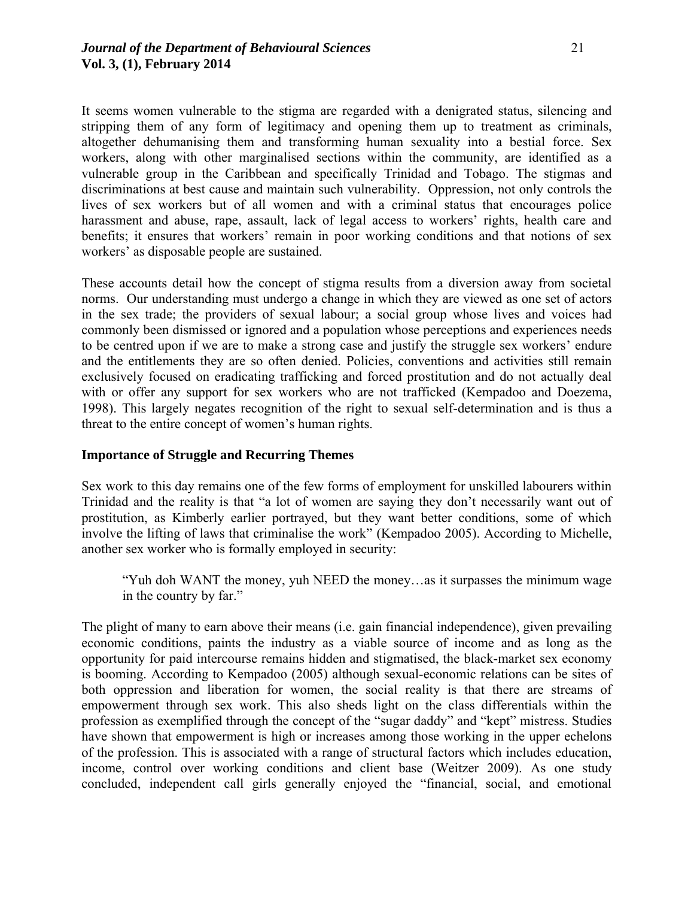It seems women vulnerable to the stigma are regarded with a denigrated status, silencing and stripping them of any form of legitimacy and opening them up to treatment as criminals, altogether dehumanising them and transforming human sexuality into a bestial force. Sex workers, along with other marginalised sections within the community, are identified as a vulnerable group in the Caribbean and specifically Trinidad and Tobago. The stigmas and discriminations at best cause and maintain such vulnerability. Oppression, not only controls the lives of sex workers but of all women and with a criminal status that encourages police harassment and abuse, rape, assault, lack of legal access to workers' rights, health care and benefits; it ensures that workers' remain in poor working conditions and that notions of sex workers' as disposable people are sustained.

These accounts detail how the concept of stigma results from a diversion away from societal norms. Our understanding must undergo a change in which they are viewed as one set of actors in the sex trade; the providers of sexual labour; a social group whose lives and voices had commonly been dismissed or ignored and a population whose perceptions and experiences needs to be centred upon if we are to make a strong case and justify the struggle sex workers' endure and the entitlements they are so often denied. Policies, conventions and activities still remain exclusively focused on eradicating trafficking and forced prostitution and do not actually deal with or offer any support for sex workers who are not trafficked (Kempadoo and Doezema, 1998). This largely negates recognition of the right to sexual self-determination and is thus a threat to the entire concept of women's human rights.

**Importance of Struggle and Recurring Themes**

Sex work to this day remains one of the few forms of employment for unskilled labourers within Trinidad and the reality is that "a lot of women are saying they don't necessarily want out of prostitution, as Kimberly earlier portrayed, but they want better conditions, some of which involve the lifting of laws that criminalise the work" (Kempadoo 2005). According to Michelle, another sex worker who is formally employed in security:

> "Yuh doh WANT the money, yuh NEED the money…as it surpasses the minimum wage in the country by far."

The plight of many to earn above their means (i.e. gain financial independence), given prevailing economic conditions, paints the industry as a viable source of income and as long as the opportunity for paid intercourse remains hidden and stigmatised, the black-market sex economy is booming. According to Kempadoo (2005) although sexual-economic relations can be sites of both oppression and liberation for women, the social reality is that there are streams of empowerment through sex work. This also sheds light on the class differentials within the profession as exemplified through the concept of the "sugar daddy" and "kept" mistress. Studies have shown that empowerment is high or increases among those working in the upper echelons of the profession. This is associated with a range of structural factors which includes education, income, control over working conditions and client base (Weitzer 2009). As one study concluded, independent call girls generally enjoyed the "financial, social, and emotional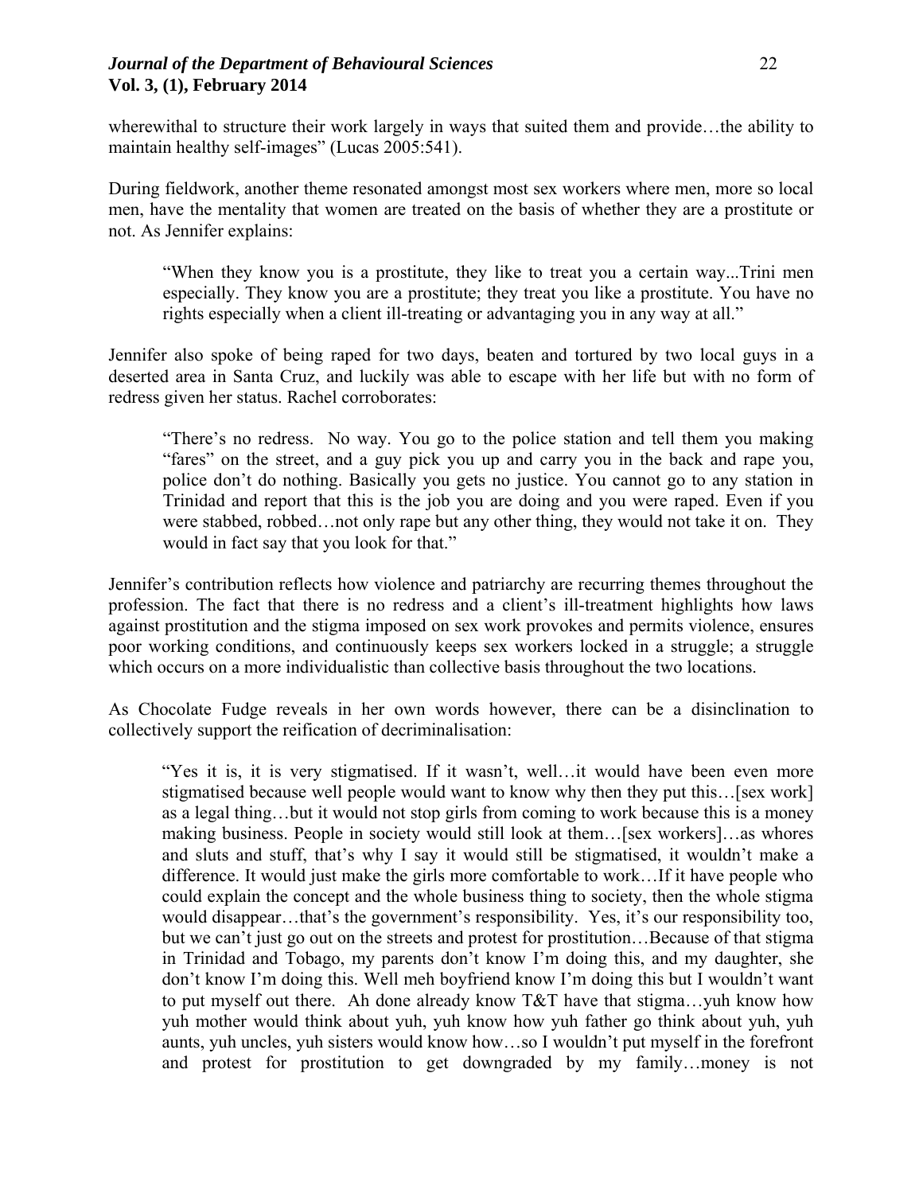wherewithal to structure their work largely in ways that suited them and provide…the ability to maintain healthy self-images" (Lucas 2005:541).

During fieldwork, another theme resonated amongst most sex workers where men, more so local men, have the mentality that women are treated on the basis of whether they are a prostitute or not. As Jennifer explains:

> "When they know you is a prostitute, they like to treat you a certain way...Trini men especially. They know you are a prostitute; they treat you like a prostitute. You have no rights especially when a client ill-treating or advantaging you in any way at all."

Jennifer also spoke of being raped for two days, beaten and tortured by two local guys in a deserted area in Santa Cruz, and luckily was able to escape with her life but with no form of redress given her status. Rachel corroborates:

> "There's no redress. No way. You go to the police station and tell them you making "fares" on the street, and a guy pick you up and carry you in the back and rape you, police don't do nothing. Basically you gets no justice. You cannot go to any station in Trinidad and report that this is the job you are doing and you were raped. Even if you were stabbed, robbed…not only rape but any other thing, they would not take it on. They would in fact say that you look for that."

Jennifer's contribution reflects how violence and patriarchy are recurring themes throughout the profession. The fact that there is no redress and a client's ill-treatment highlights how laws against prostitution and the stigma imposed on sex work provokes and permits violence, ensures poor working conditions, and continuously keeps sex workers locked in a struggle; a struggle which occurs on a more individualistic than collective basis throughout the two locations.

As Chocolate Fudge reveals in her own words however, there can be a disinclination to collectively support the reification of decriminalisation:

> "Yes it is, it is very stigmatised. If it wasn't, well…it would have been even more stigmatised because well people would want to know why then they put this…[sex work] as a legal thing…but it would not stop girls from coming to work because this is a money making business. People in society would still look at them…[sex workers]…as whores and sluts and stuff, that's why I say it would still be stigmatised, it wouldn't make a difference. It would just make the girls more comfortable to work…If it have people who could explain the concept and the whole business thing to society, then the whole stigma would disappear…that's the government's responsibility. Yes, it's our responsibility too, but we can't just go out on the streets and protest for prostitution…Because of that stigma in Trinidad and Tobago, my parents don't know I'm doing this, and my daughter, she don't know I'm doing this. Well meh boyfriend know I'm doing this but I wouldn't want to put myself out there. Ah done already know T&T have that stigma…yuh know how yuh mother would think about yuh, yuh know how yuh father go think about yuh, yuh aunts, yuh uncles, yuh sisters would know how…so I wouldn't put myself in the forefront and protest for prostitution to get downgraded by my family…money is not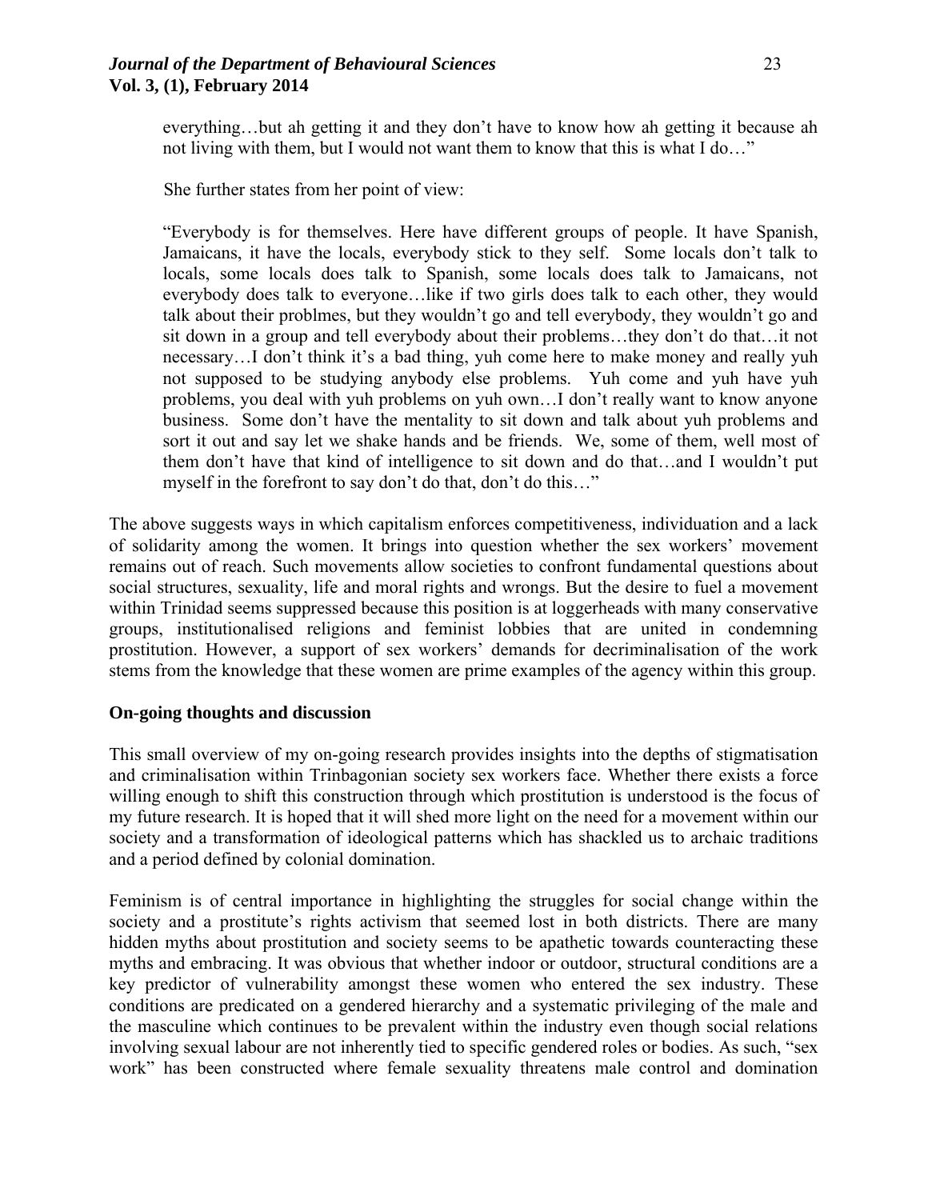everything…but ah getting it and they don't have to know how ah getting it because ah not living with them, but I would not want them to know that this is what I do…"

She further states from her point of view:

> "Everybody is for themselves. Here have different groups of people. It have Spanish, Jamaicans, it have the locals, everybody stick to they self. Some locals don't talk to locals, some locals does talk to Spanish, some locals does talk to Jamaicans, not everybody does talk to everyone…like if two girls does talk to each other, they would talk about their problmes, but they wouldn't go and tell everybody, they wouldn't go and sit down in a group and tell everybody about their problems…they don't do that…it not necessary…I don't think it's a bad thing, yuh come here to make money and really yuh not supposed to be studying anybody else problems. Yuh come and yuh have yuh problems, you deal with yuh problems on yuh own…I don't really want to know anyone business. Some don't have the mentality to sit down and talk about yuh problems and sort it out and say let we shake hands and be friends. We, some of them, well most of them don't have that kind of intelligence to sit down and do that…and I wouldn't put myself in the forefront to say don't do that, don't do this…"

The above suggests ways in which capitalism enforces competitiveness, individuation and a lack of solidarity among the women. It brings into question whether the sex workers' movement remains out of reach. Such movements allow societies to confront fundamental questions about social structures, sexuality, life and moral rights and wrongs. But the desire to fuel a movement within Trinidad seems suppressed because this position is at loggerheads with many conservative groups, institutionalised religions and feminist lobbies that are united in condemning prostitution. However, a support of sex workers' demands for decriminalisation of the work stems from the knowledge that these women are prime examples of the agency within this group.

**On-going thoughts and discussion**

This small overview of my on-going research provides insights into the depths of stigmatisation and criminalisation within Trinbagonian society sex workers face. Whether there exists a force willing enough to shift this construction through which prostitution is understood is the focus of my future research. It is hoped that it will shed more light on the need for a movement within our society and a transformation of ideological patterns which has shackled us to archaic traditions and a period defined by colonial domination.

Feminism is of central importance in highlighting the struggles for social change within the society and a prostitute's rights activism that seemed lost in both districts. There are many hidden myths about prostitution and society seems to be apathetic towards counteracting these myths and embracing. It was obvious that whether indoor or outdoor, structural conditions are a key predictor of vulnerability amongst these women who entered the sex industry. These conditions are predicated on a gendered hierarchy and a systematic privileging of the male and the masculine which continues to be prevalent within the industry even though social relations involving sexual labour are not inherently tied to specific gendered roles or bodies. As such, "sex work" has been constructed where female sexuality threatens male control and domination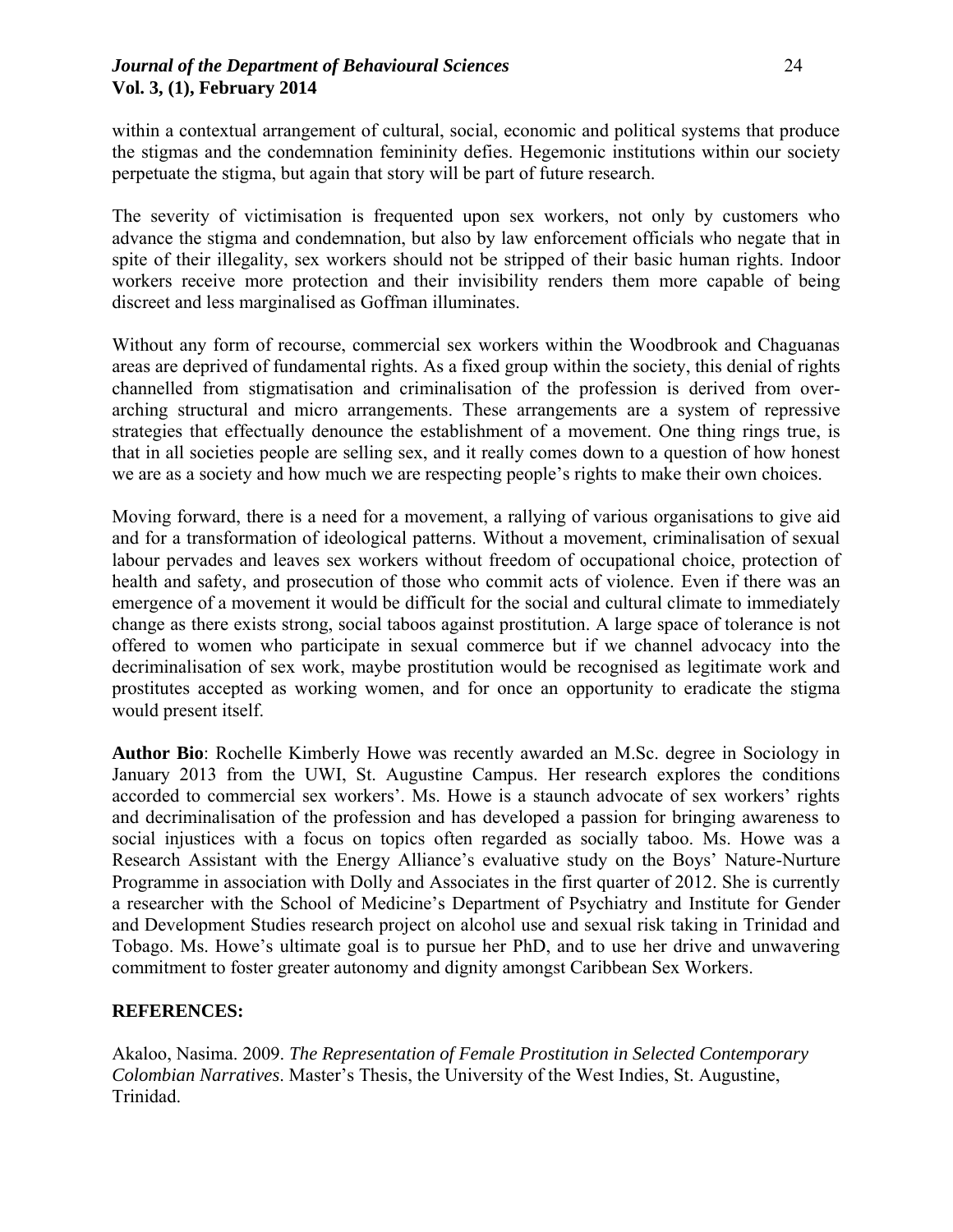within a contextual arrangement of cultural, social, economic and political systems that produce the stigmas and the condemnation femininity defies. Hegemonic institutions within our society perpetuate the stigma, but again that story will be part of future research.

The severity of victimisation is frequented upon sex workers, not only by customers who advance the stigma and condemnation, but also by law enforcement officials who negate that in spite of their illegality, sex workers should not be stripped of their basic human rights. Indoor workers receive more protection and their invisibility renders them more capable of being discreet and less marginalised as Goffman illuminates.

Without any form of recourse, commercial sex workers within the Woodbrook and Chaguanas areas are deprived of fundamental rights. As a fixed group within the society, this denial of rights channelled from stigmatisation and criminalisation of the profession is derived from over-arching structural and micro arrangements. These arrangements are a system of repressive strategies that effectually denounce the establishment of a movement. One thing rings true, is that in all societies people are selling sex, and it really comes down to a question of how honest we are as a society and how much we are respecting people's rights to make their own choices.

Moving forward, there is a need for a movement, a rallying of various organisations to give aid and for a transformation of ideological patterns. Without a movement, criminalisation of sexual labour pervades and leaves sex workers without freedom of occupational choice, protection of health and safety, and prosecution of those who commit acts of violence. Even if there was an emergence of a movement it would be difficult for the social and cultural climate to immediately change as there exists strong, social taboos against prostitution. A large space of tolerance is not offered to women who participate in sexual commerce but if we channel advocacy into the decriminalisation of sex work, maybe prostitution would be recognised as legitimate work and prostitutes accepted as working women, and for once an opportunity to eradicate the stigma would present itself.

**Author Bio**: Rochelle Kimberly Howe was recently awarded an M.Sc. degree in Sociology in January 2013 from the UWI, St. Augustine Campus. Her research explores the conditions accorded to commercial sex workers'. Ms. Howe is a staunch advocate of sex workers' rights and decriminalisation of the profession and has developed a passion for bringing awareness to social injustices with a focus on topics often regarded as socially taboo. Ms. Howe was a Research Assistant with the Energy Alliance's evaluative study on the Boys' Nature-Nurture Programme in association with Dolly and Associates in the first quarter of 2012. She is currently a researcher with the School of Medicine's Department of Psychiatry and Institute for Gender and Development Studies research project on alcohol use and sexual risk taking in Trinidad and Tobago. Ms. Howe's ultimate goal is to pursue her PhD, and to use her drive and unwavering commitment to foster greater autonomy and dignity amongst Caribbean Sex Workers.

## REFERENCES:

Akaloo, Nasima. 2009. *The Representation of Female Prostitution in Selected Contemporary Colombian Narratives*. Master's Thesis, the University of the West Indies, St. Augustine, Trinidad.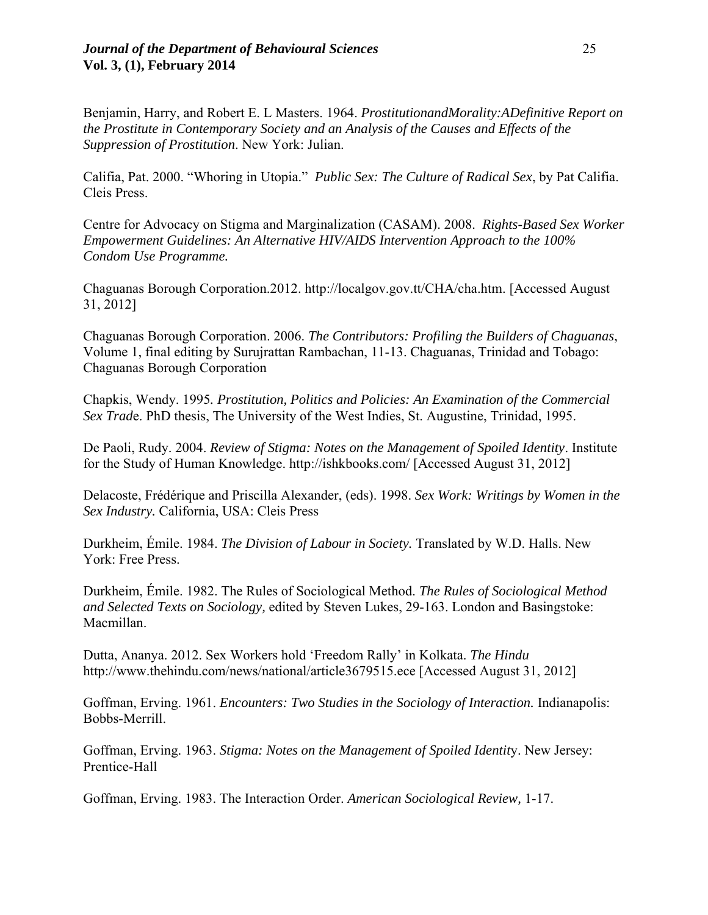Benjamin, Harry, and Robert E. L Masters. 1964. *ProstitutionandMorality:ADefinitive Report on the Prostitute in Contemporary Society and an Analysis of the Causes and Effects of the Suppression of Prostitution*. New York: Julian.

Califia, Pat. 2000. "Whoring in Utopia." *Public Sex: The Culture of Radical Sex*, by Pat Califia. Cleis Press.

Centre for Advocacy on Stigma and Marginalization (CASAM). 2008. *Rights-Based Sex Worker Empowerment Guidelines: An Alternative HIV/AIDS Intervention Approach to the 100% Condom Use Programme.*

Chaguanas Borough Corporation.2012. http://localgov.gov.tt/CHA/cha.htm. [Accessed August 31, 2012]

Chaguanas Borough Corporation. 2006. *The Contributors: Profiling the Builders of Chaguanas*, Volume 1, final editing by Surujrattan Rambachan, 11-13. Chaguanas, Trinidad and Tobago: Chaguanas Borough Corporation

Chapkis, Wendy. 1995. *Prostitution, Politics and Policies: An Examination of the Commercial Sex Trad*e. PhD thesis, The University of the West Indies, St. Augustine, Trinidad, 1995.

De Paoli, Rudy. 2004. *Review of Stigma: Notes on the Management of Spoiled Identity*. Institute for the Study of Human Knowledge. http://ishkbooks.com/ [Accessed August 31, 2012]

Delacoste, Frédérique and Priscilla Alexander, (eds). 1998. *Sex Work: Writings by Women in the Sex Industry.* California, USA: Cleis Press

Durkheim, Émile. 1984. *The Division of Labour in Society.* Translated by W.D. Halls. New York: Free Press.

Durkheim, Émile. 1982. The Rules of Sociological Method. *The Rules of Sociological Method and Selected Texts on Sociology,* edited by Steven Lukes, 29-163. London and Basingstoke: Macmillan.

Dutta, Ananya. 2012. Sex Workers hold 'Freedom Rally' in Kolkata. *The Hindu* http://www.thehindu.com/news/national/article3679515.ece [Accessed August 31, 2012]

Goffman, Erving. 1961. *Encounters: Two Studies in the Sociology of Interaction.* Indianapolis: Bobbs-Merrill.

Goffman, Erving. 1963. *Stigma: Notes on the Management of Spoiled Identit*y. New Jersey: Prentice-Hall

Goffman, Erving. 1983. The Interaction Order. *American Sociological Review,* 1-17.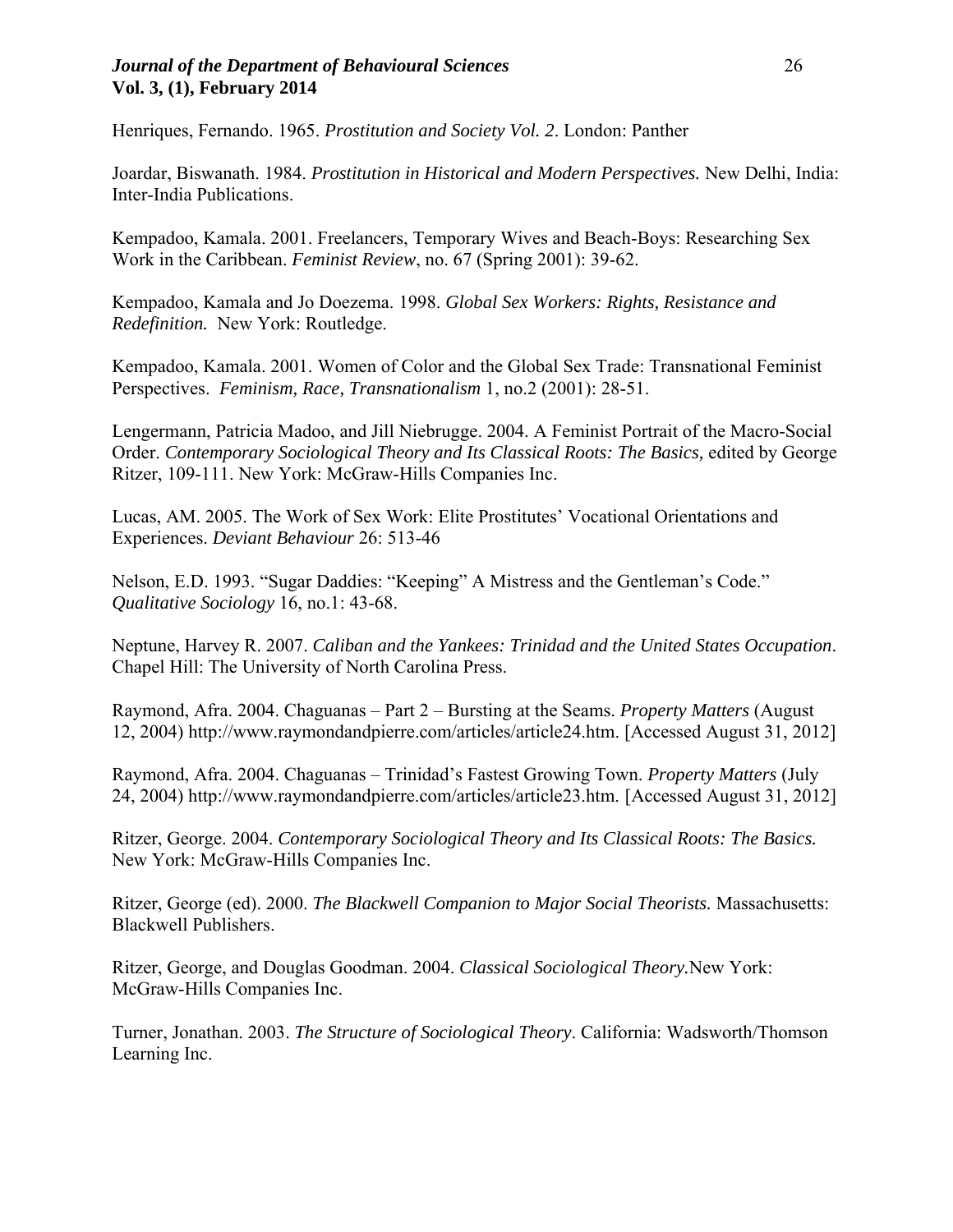Henriques, Fernando. 1965. *Prostitution and Society Vol. 2*. London: Panther

Joardar, Biswanath. 1984. *Prostitution in Historical and Modern Perspectives.* New Delhi, India: Inter-India Publications.

Kempadoo, Kamala. 2001. Freelancers, Temporary Wives and Beach-Boys: Researching Sex Work in the Caribbean. *Feminist Review*, no. 67 (Spring 2001): 39-62.

Kempadoo, Kamala and Jo Doezema. 1998. *Global Sex Workers: Rights, Resistance and Redefinition.* New York: Routledge.

Kempadoo, Kamala. 2001. Women of Color and the Global Sex Trade: Transnational Feminist Perspectives. *Feminism, Race, Transnationalism* 1, no.2 (2001): 28-51.

Lengermann, Patricia Madoo, and Jill Niebrugge. 2004. A Feminist Portrait of the Macro-Social Order. *Contemporary Sociological Theory and Its Classical Roots: The Basics,* edited by George Ritzer, 109-111. New York: McGraw-Hills Companies Inc.

Lucas, AM. 2005. The Work of Sex Work: Elite Prostitutes' Vocational Orientations and Experiences. *Deviant Behaviour* 26: 513-46

Nelson, E.D. 1993. "Sugar Daddies: "Keeping" A Mistress and the Gentleman's Code." *Qualitative Sociology* 16, no.1: 43-68.

Neptune, Harvey R. 2007. *Caliban and the Yankees: Trinidad and the United States Occupation*. Chapel Hill: The University of North Carolina Press.

Raymond, Afra. 2004. Chaguanas – Part 2 – Bursting at the Seams. *Property Matters* (August 12, 2004) http://www.raymondandpierre.com/articles/article24.htm. [Accessed August 31, 2012]

Raymond, Afra. 2004. Chaguanas – Trinidad's Fastest Growing Town. *Property Matters* (July 24, 2004) http://www.raymondandpierre.com/articles/article23.htm. [Accessed August 31, 2012]

Ritzer, George. 2004. *Contemporary Sociological Theory and Its Classical Roots: The Basics.* New York: McGraw-Hills Companies Inc.

Ritzer, George (ed). 2000. *The Blackwell Companion to Major Social Theorists.* Massachusetts: Blackwell Publishers.

Ritzer, George, and Douglas Goodman. 2004. *Classical Sociological Theory.*New York: McGraw-Hills Companies Inc.

Turner, Jonathan. 2003. *The Structure of Sociological Theory*. California: Wadsworth/Thomson Learning Inc.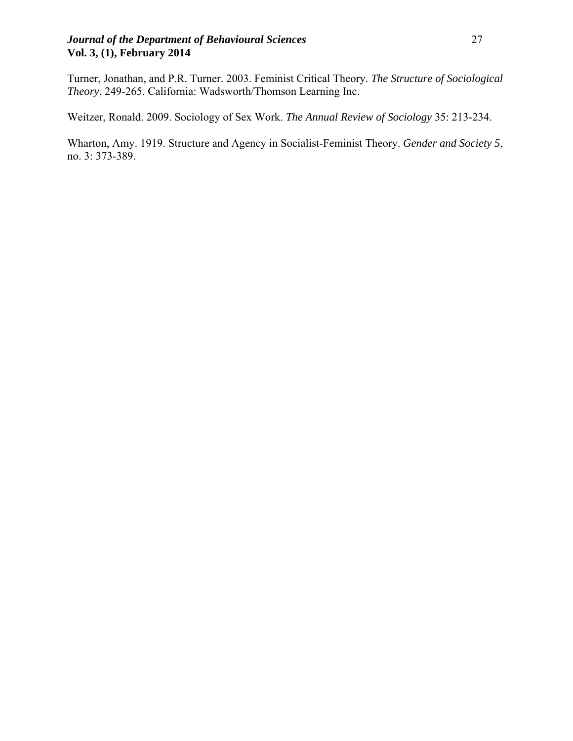Turner, Jonathan, and P.R. Turner. 2003. Feminist Critical Theory. *The Structure of Sociological Theory*, 249-265. California: Wadsworth/Thomson Learning Inc.

Weitzer, Ronald. 2009. Sociology of Sex Work. *The Annual Review of Sociology* 35: 213-234.

Wharton, Amy. 1919. Structure and Agency in Socialist-Feminist Theory. *Gender and Society 5*, no. 3: 373-389.